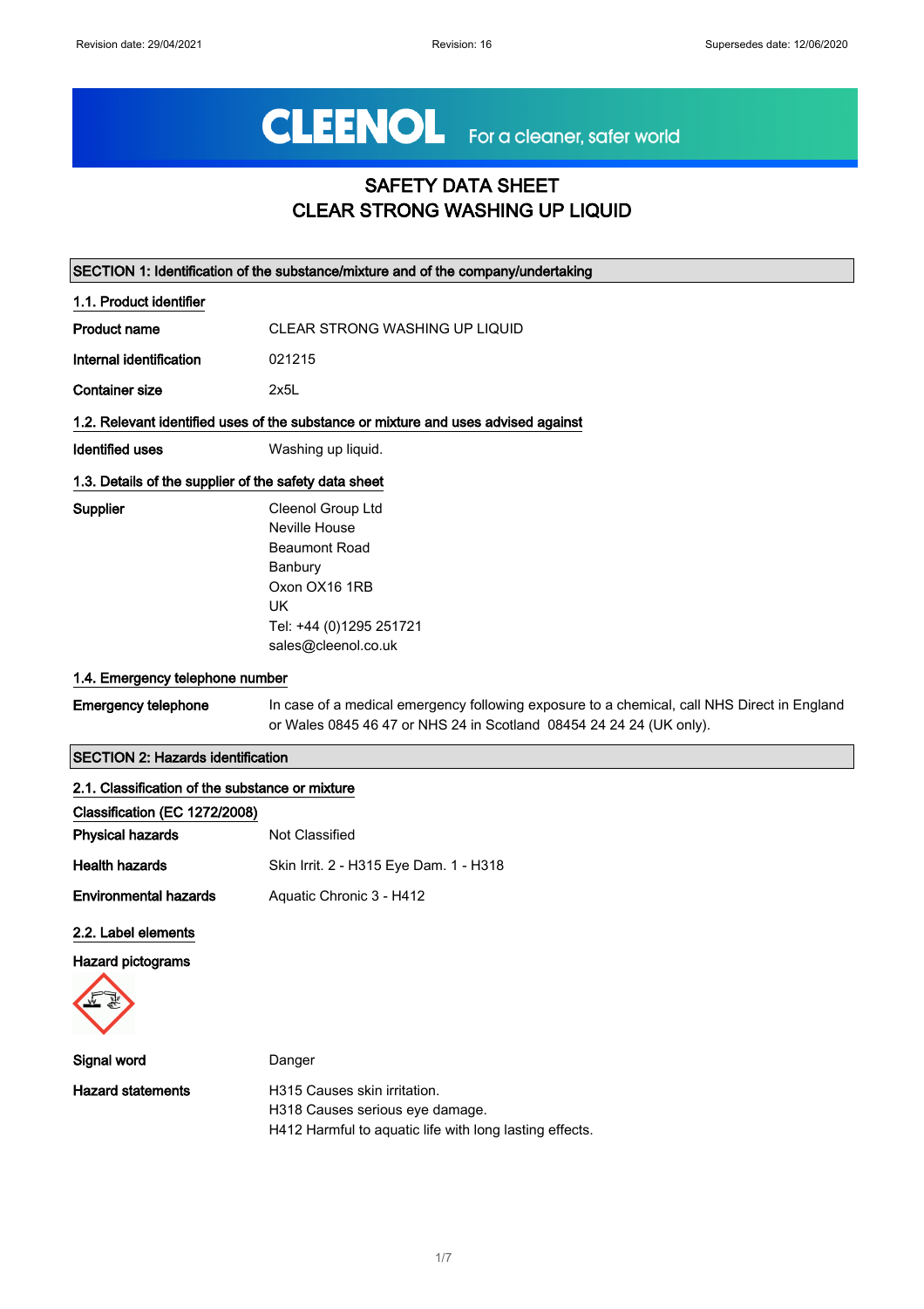Revision date: 29/04/2021 Revision: 16 Supersedes date: 12/06/2020

CLEENOL For a cleaner, safer world

# SAFETY DATA SHEET
# CLEAR STRONG WASHING UP LIQUID

## SECTION 1: Identification of the substance/mixture and of the company/undertaking

### 1.1. Product identifier

| | |
|---|---|
| **Product name** | CLEAR STRONG WASHING UP LIQUID |
| **Internal identification** | 021215 |
| **Container size** | 2x5L |

### 1.2. Relevant identified uses of the substance or mixture and uses advised against

| | |
|---|---|
| **Identified uses** | Washing up liquid. |

### 1.3. Details of the supplier of the safety data sheet

**Supplier**

Cleenol Group Ltd
Neville House
Beaumont Road
Banbury
Oxon OX16 1RB
UK
Tel: +44 (0)1295 251721
sales@cleenol.co.uk

### 1.4. Emergency telephone number

**Emergency telephone** In case of a medical emergency following exposure to a chemical, call NHS Direct in England or Wales 0845 46 47 or NHS 24 in Scotland 08454 24 24 24 (UK only).

## SECTION 2: Hazards identification

### 2.1. Classification of the substance or mixture

**Classification (EC 1272/2008)**

| | |
|---|---|
| **Physical hazards** | Not Classified |
| **Health hazards** | Skin Irrit. 2 - H315 Eye Dam. 1 - H318 |
| **Environmental hazards** | Aquatic Chronic 3 - H412 |

### 2.2. Label elements

**Hazard pictograms**

**Signal word** Danger

**Hazard statements**

H315 Causes skin irritation.
H318 Causes serious eye damage.
H412 Harmful to aquatic life with long lasting effects.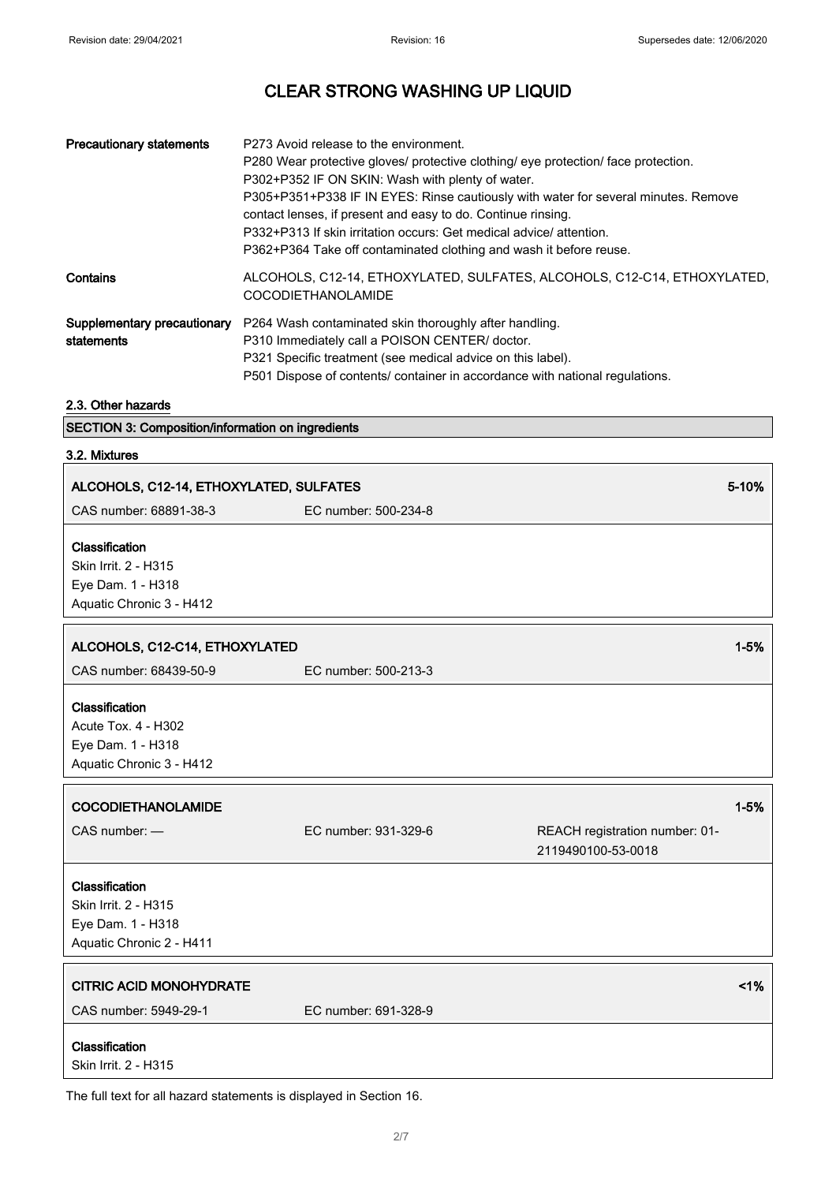# CLEAR STRONG WASHING UP LIQUID

| | |
|---|---|
| **Precautionary statements** | P273 Avoid release to the environment.<br>P280 Wear protective gloves/ protective clothing/ eye protection/ face protection.<br>P302+P352 IF ON SKIN: Wash with plenty of water.<br>P305+P351+P338 IF IN EYES: Rinse cautiously with water for several minutes. Remove contact lenses, if present and easy to do. Continue rinsing.<br>P332+P313 If skin irritation occurs: Get medical advice/ attention.<br>P362+P364 Take off contaminated clothing and wash it before reuse. |
| **Contains** | ALCOHOLS, C12-14, ETHOXYLATED, SULFATES, ALCOHOLS, C12-C14, ETHOXYLATED, COCODIETHANOLAMIDE |
| **Supplementary precautionary statements** | P264 Wash contaminated skin thoroughly after handling.<br>P310 Immediately call a POISON CENTER/ doctor.<br>P321 Specific treatment (see medical advice on this label).<br>P501 Dispose of contents/ container in accordance with national regulations. |

## 2.3. Other hazards

## SECTION 3: Composition/information on ingredients

### 3.2. Mixtures

**ALCOHOLS, C12-14, ETHOXYLATED, SULFATES** — 5-10%

CAS number: 68891-38-3 | EC number: 500-234-8

**Classification**
Skin Irrit. 2 - H315
Eye Dam. 1 - H318
Aquatic Chronic 3 - H412

**ALCOHOLS, C12-C14, ETHOXYLATED** — 1-5%

CAS number: 68439-50-9 | EC number: 500-213-3

**Classification**
Acute Tox. 4 - H302
Eye Dam. 1 - H318
Aquatic Chronic 3 - H412

**COCODIETHANOLAMIDE** — 1-5%

CAS number: — | EC number: 931-329-6 | REACH registration number: 01-2119490100-53-0018

**Classification**
Skin Irrit. 2 - H315
Eye Dam. 1 - H318
Aquatic Chronic 2 - H411

**CITRIC ACID MONOHYDRATE** — <1%

CAS number: 5949-29-1 | EC number: 691-328-9

**Classification**
Skin Irrit. 2 - H315

The full text for all hazard statements is displayed in Section 16.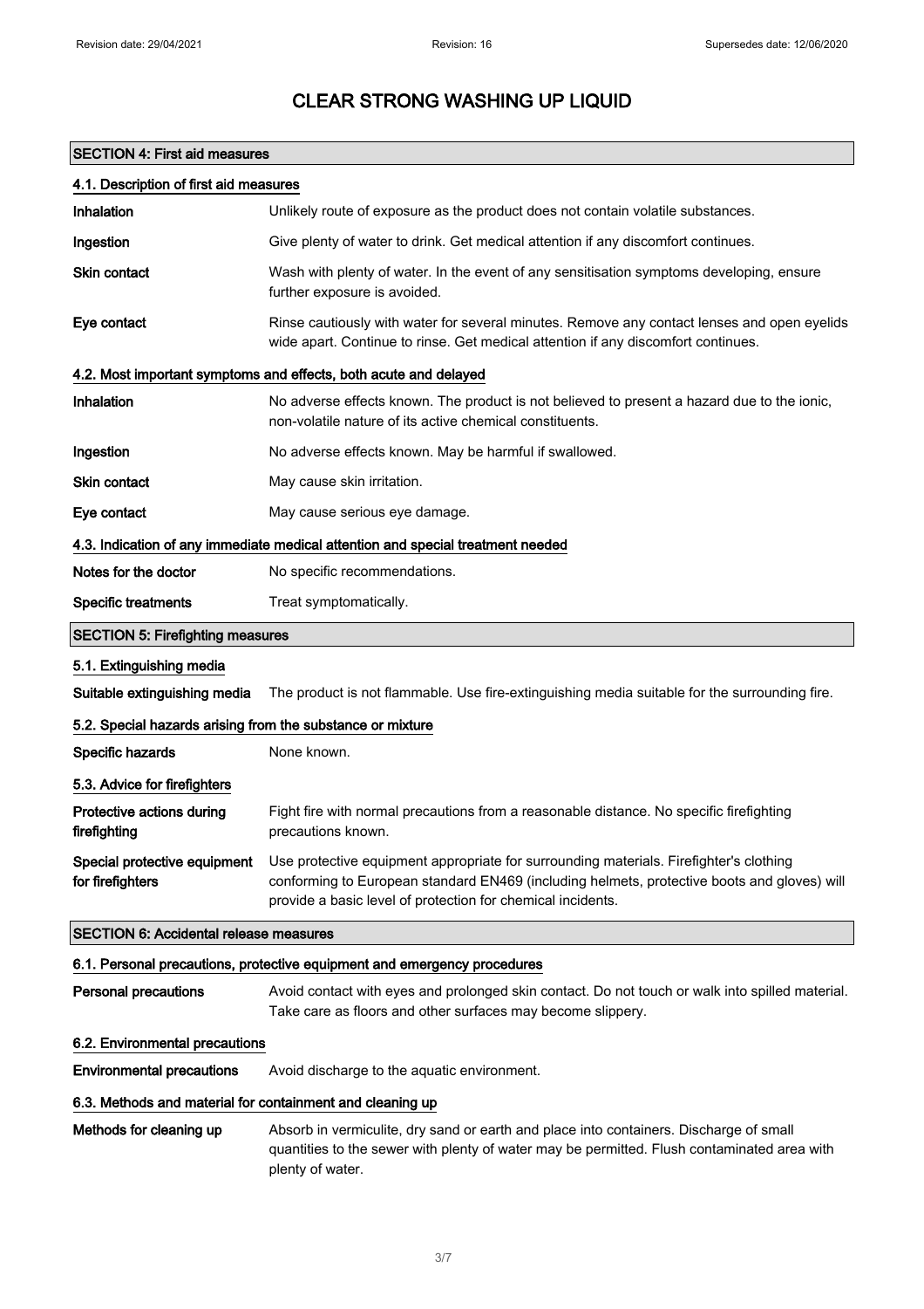# CLEAR STRONG WASHING UP LIQUID

## SECTION 4: First aid measures

### 4.1. Description of first aid measures

| | |
|---|---|
| **Inhalation** | Unlikely route of exposure as the product does not contain volatile substances. |
| **Ingestion** | Give plenty of water to drink. Get medical attention if any discomfort continues. |
| **Skin contact** | Wash with plenty of water. In the event of any sensitisation symptoms developing, ensure further exposure is avoided. |
| **Eye contact** | Rinse cautiously with water for several minutes. Remove any contact lenses and open eyelids wide apart. Continue to rinse. Get medical attention if any discomfort continues. |

### 4.2. Most important symptoms and effects, both acute and delayed

| | |
|---|---|
| **Inhalation** | No adverse effects known. The product is not believed to present a hazard due to the ionic, non-volatile nature of its active chemical constituents. |
| **Ingestion** | No adverse effects known. May be harmful if swallowed. |
| **Skin contact** | May cause skin irritation. |
| **Eye contact** | May cause serious eye damage. |

### 4.3. Indication of any immediate medical attention and special treatment needed

| | |
|---|---|
| **Notes for the doctor** | No specific recommendations. |
| **Specific treatments** | Treat symptomatically. |

## SECTION 5: Firefighting measures

### 5.1. Extinguishing media

| | |
|---|---|
| **Suitable extinguishing media** | The product is not flammable. Use fire-extinguishing media suitable for the surrounding fire. |

### 5.2. Special hazards arising from the substance or mixture

| | |
|---|---|
| **Specific hazards** | None known. |

### 5.3. Advice for firefighters

| | |
|---|---|
| **Protective actions during firefighting** | Fight fire with normal precautions from a reasonable distance. No specific firefighting precautions known. |
| **Special protective equipment for firefighters** | Use protective equipment appropriate for surrounding materials. Firefighter's clothing conforming to European standard EN469 (including helmets, protective boots and gloves) will provide a basic level of protection for chemical incidents. |

## SECTION 6: Accidental release measures

### 6.1. Personal precautions, protective equipment and emergency procedures

| | |
|---|---|
| **Personal precautions** | Avoid contact with eyes and prolonged skin contact. Do not touch or walk into spilled material. Take care as floors and other surfaces may become slippery. |

### 6.2. Environmental precautions

| | |
|---|---|
| **Environmental precautions** | Avoid discharge to the aquatic environment. |

### 6.3. Methods and material for containment and cleaning up

| | |
|---|---|
| **Methods for cleaning up** | Absorb in vermiculite, dry sand or earth and place into containers. Discharge of small quantities to the sewer with plenty of water may be permitted. Flush contaminated area with plenty of water. |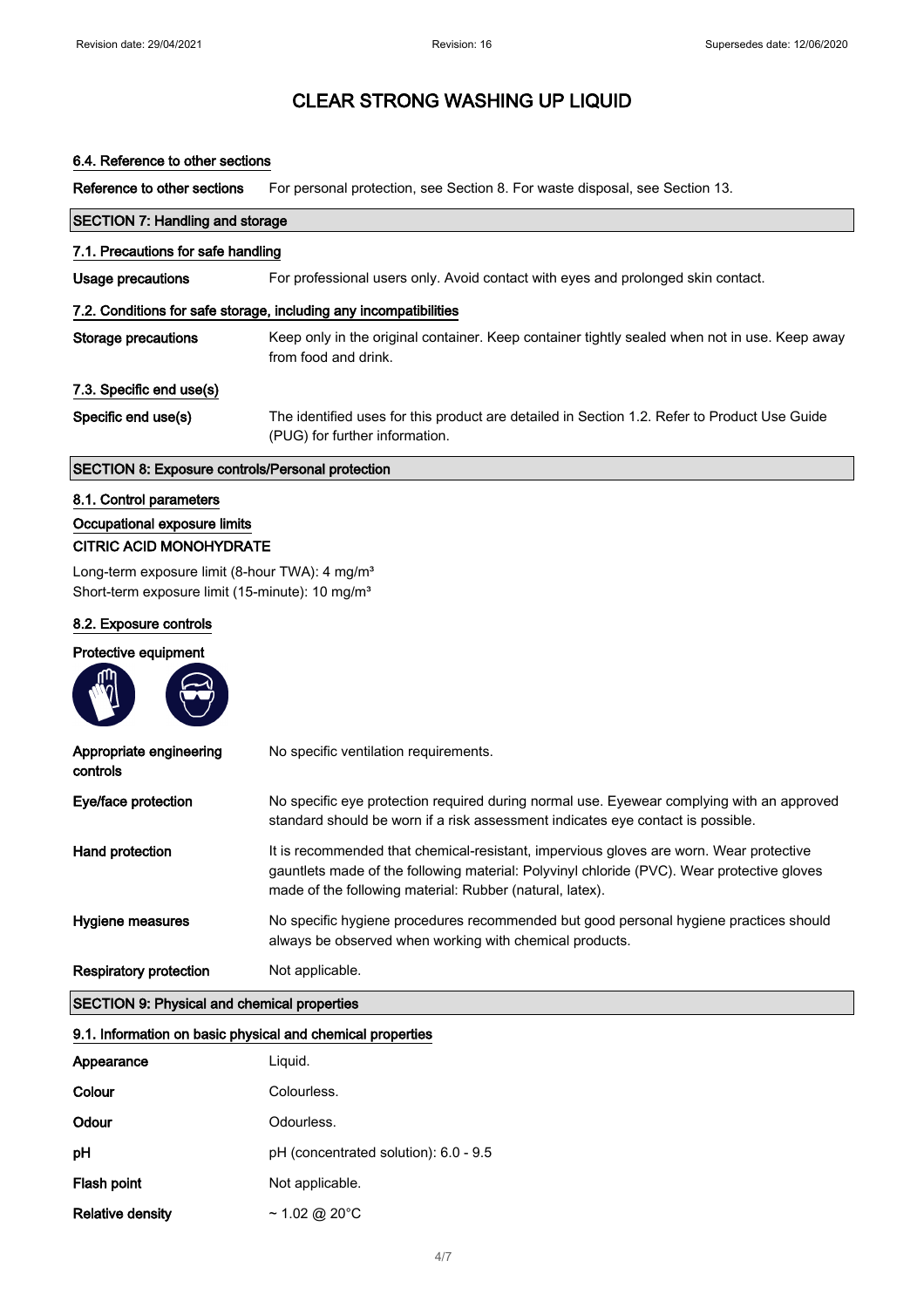# CLEAR STRONG WASHING UP LIQUID

### 6.4. Reference to other sections

**Reference to other sections** For personal protection, see Section 8. For waste disposal, see Section 13.

## SECTION 7: Handling and storage

### 7.1. Precautions for safe handling

**Usage precautions** For professional users only. Avoid contact with eyes and prolonged skin contact.

### 7.2. Conditions for safe storage, including any incompatibilities

**Storage precautions** Keep only in the original container. Keep container tightly sealed when not in use. Keep away from food and drink.

### 7.3. Specific end use(s)

**Specific end use(s)** The identified uses for this product are detailed in Section 1.2. Refer to Product Use Guide (PUG) for further information.

## SECTION 8: Exposure controls/Personal protection

### 8.1. Control parameters

**Occupational exposure limits**

**CITRIC ACID MONOHYDRATE**

Long-term exposure limit (8-hour TWA): 4 mg/m³
Short-term exposure limit (15-minute): 10 mg/m³

### 8.2. Exposure controls

**Protective equipment**

**Appropriate engineering controls** No specific ventilation requirements.

**Eye/face protection** No specific eye protection required during normal use. Eyewear complying with an approved standard should be worn if a risk assessment indicates eye contact is possible.

**Hand protection** It is recommended that chemical-resistant, impervious gloves are worn. Wear protective gauntlets made of the following material: Polyvinyl chloride (PVC). Wear protective gloves made of the following material: Rubber (natural, latex).

**Hygiene measures** No specific hygiene procedures recommended but good personal hygiene practices should always be observed when working with chemical products.

**Respiratory protection** Not applicable.

## SECTION 9: Physical and chemical properties

### 9.1. Information on basic physical and chemical properties

**Appearance** Liquid.

**Colour** Colourless.

**Odour** Odourless.

**pH** pH (concentrated solution): 6.0 - 9.5

**Flash point** Not applicable.

**Relative density** ~ 1.02 @ 20°C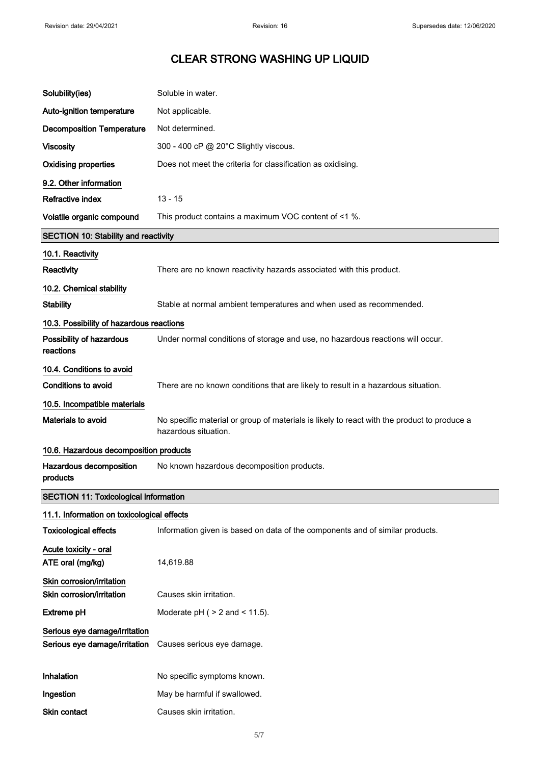# CLEAR STRONG WASHING UP LIQUID

| | |
|---|---|
| **Solubility(ies)** | Soluble in water. |
| **Auto-ignition temperature** | Not applicable. |
| **Decomposition Temperature** | Not determined. |
| **Viscosity** | 300 - 400 cP @ 20°C Slightly viscous. |
| **Oxidising properties** | Does not meet the criteria for classification as oxidising. |

### 9.2. Other information

| | |
|---|---|
| **Refractive index** | 13 - 15 |
| **Volatile organic compound** | This product contains a maximum VOC content of <1 %. |

## SECTION 10: Stability and reactivity

### 10.1. Reactivity

| | |
|---|---|
| **Reactivity** | There are no known reactivity hazards associated with this product. |

### 10.2. Chemical stability

| | |
|---|---|
| **Stability** | Stable at normal ambient temperatures and when used as recommended. |

### 10.3. Possibility of hazardous reactions

| | |
|---|---|
| **Possibility of hazardous reactions** | Under normal conditions of storage and use, no hazardous reactions will occur. |

### 10.4. Conditions to avoid

| | |
|---|---|
| **Conditions to avoid** | There are no known conditions that are likely to result in a hazardous situation. |

### 10.5. Incompatible materials

| | |
|---|---|
| **Materials to avoid** | No specific material or group of materials is likely to react with the product to produce a hazardous situation. |

### 10.6. Hazardous decomposition products

| | |
|---|---|
| **Hazardous decomposition products** | No known hazardous decomposition products. |

## SECTION 11: Toxicological information

### 11.1. Information on toxicological effects

| | |
|---|---|
| **Toxicological effects** | Information given is based on data of the components and of similar products. |

**Acute toxicity - oral**

| | |
|---|---|
| **ATE oral (mg/kg)** | 14,619.88 |

**Skin corrosion/irritation**

| | |
|---|---|
| **Skin corrosion/irritation** | Causes skin irritation. |
| **Extreme pH** | Moderate pH ( > 2 and < 11.5). |

**Serious eye damage/irritation**

| | |
|---|---|
| **Serious eye damage/irritation** | Causes serious eye damage. |
| **Inhalation** | No specific symptoms known. |
| **Ingestion** | May be harmful if swallowed. |
| **Skin contact** | Causes skin irritation. |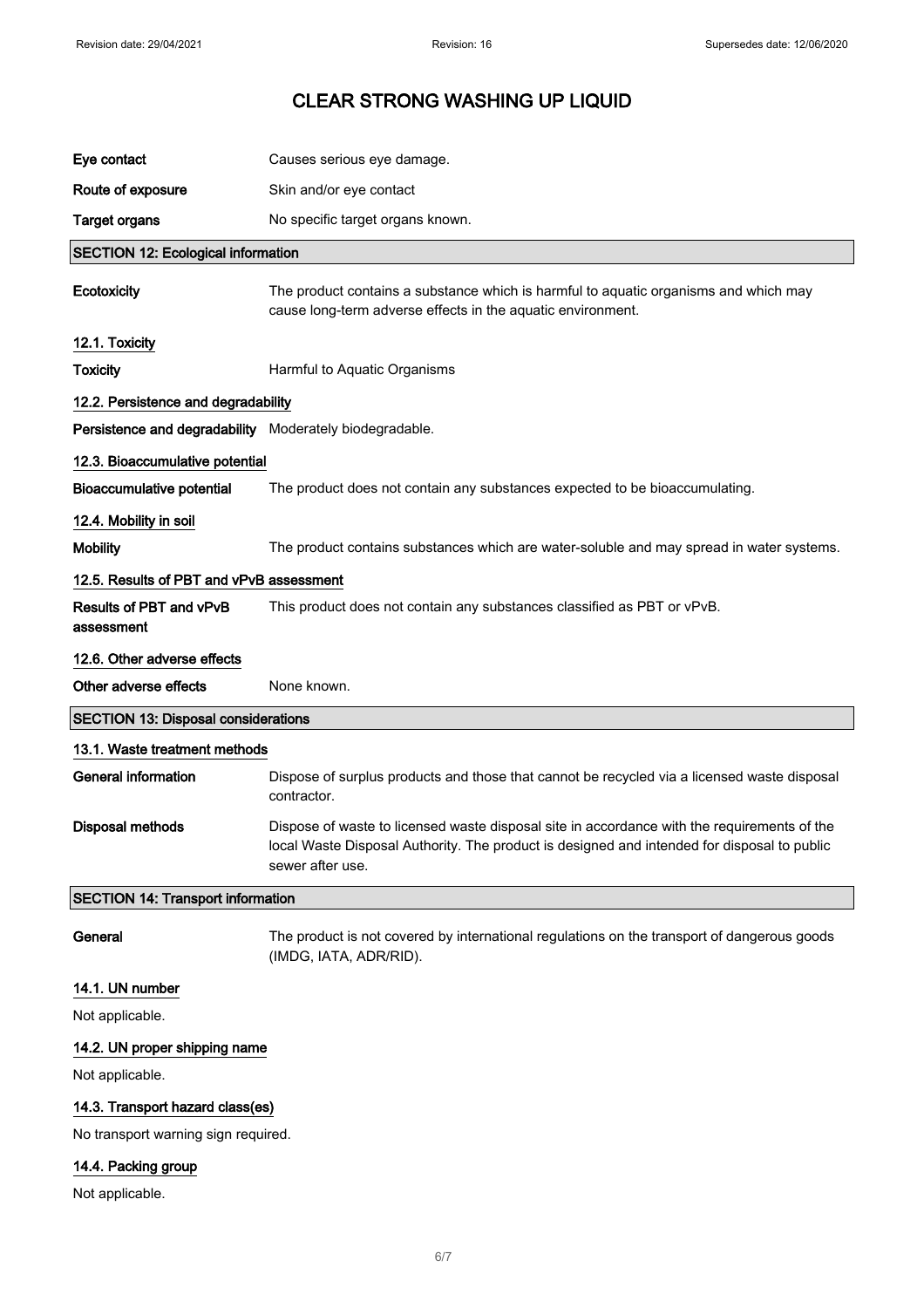# CLEAR STRONG WASHING UP LIQUID

| | |
|---|---|
| **Eye contact** | Causes serious eye damage. |
| **Route of exposure** | Skin and/or eye contact |
| **Target organs** | No specific target organs known. |

## SECTION 12: Ecological information

| | |
|---|---|
| **Ecotoxicity** | The product contains a substance which is harmful to aquatic organisms and which may cause long-term adverse effects in the aquatic environment. |

### 12.1. Toxicity

| | |
|---|---|
| **Toxicity** | Harmful to Aquatic Organisms |

### 12.2. Persistence and degradability

| | |
|---|---|
| **Persistence and degradability** | Moderately biodegradable. |

### 12.3. Bioaccumulative potential

| | |
|---|---|
| **Bioaccumulative potential** | The product does not contain any substances expected to be bioaccumulating. |

### 12.4. Mobility in soil

| | |
|---|---|
| **Mobility** | The product contains substances which are water-soluble and may spread in water systems. |

### 12.5. Results of PBT and vPvB assessment

| | |
|---|---|
| **Results of PBT and vPvB assessment** | This product does not contain any substances classified as PBT or vPvB. |

### 12.6. Other adverse effects

| | |
|---|---|
| **Other adverse effects** | None known. |

## SECTION 13: Disposal considerations

### 13.1. Waste treatment methods

| | |
|---|---|
| **General information** | Dispose of surplus products and those that cannot be recycled via a licensed waste disposal contractor. |
| **Disposal methods** | Dispose of waste to licensed waste disposal site in accordance with the requirements of the local Waste Disposal Authority. The product is designed and intended for disposal to public sewer after use. |

## SECTION 14: Transport information

| | |
|---|---|
| **General** | The product is not covered by international regulations on the transport of dangerous goods (IMDG, IATA, ADR/RID). |

### 14.1. UN number

Not applicable.

### 14.2. UN proper shipping name

Not applicable.

### 14.3. Transport hazard class(es)

No transport warning sign required.

### 14.4. Packing group

Not applicable.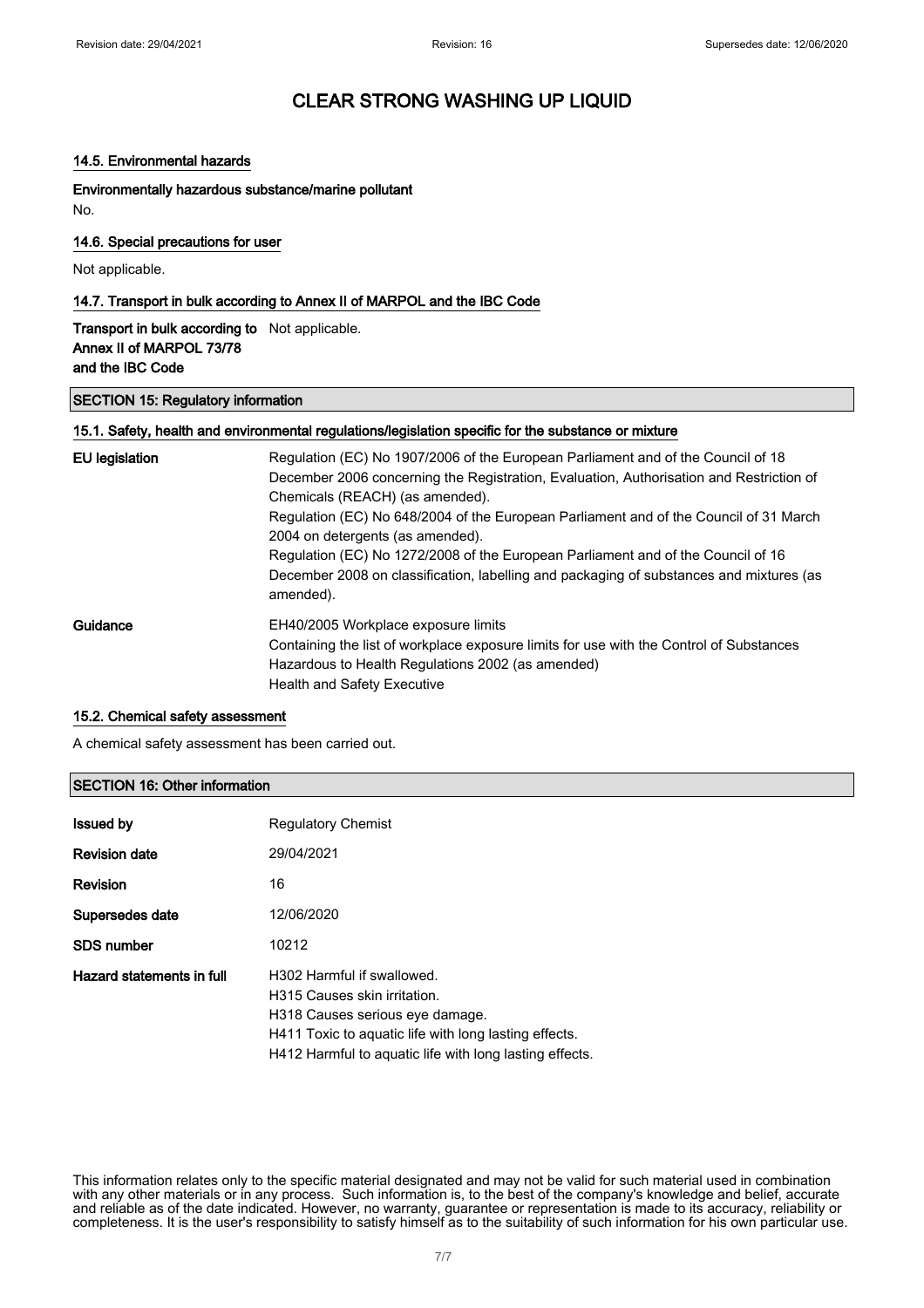# CLEAR STRONG WASHING UP LIQUID

### 14.5. Environmental hazards

**Environmentally hazardous substance/marine pollutant**

No.

### 14.6. Special precautions for user

Not applicable.

### 14.7. Transport in bulk according to Annex II of MARPOL and the IBC Code

**Transport in bulk according to Annex II of MARPOL 73/78 and the IBC Code** Not applicable.

## SECTION 15: Regulatory information

### 15.1. Safety, health and environmental regulations/legislation specific for the substance or mixture

**EU legislation**

Regulation (EC) No 1907/2006 of the European Parliament and of the Council of 18 December 2006 concerning the Registration, Evaluation, Authorisation and Restriction of Chemicals (REACH) (as amended).

Regulation (EC) No 648/2004 of the European Parliament and of the Council of 31 March 2004 on detergents (as amended).

Regulation (EC) No 1272/2008 of the European Parliament and of the Council of 16 December 2008 on classification, labelling and packaging of substances and mixtures (as amended).

**Guidance**

EH40/2005 Workplace exposure limits

Containing the list of workplace exposure limits for use with the Control of Substances Hazardous to Health Regulations 2002 (as amended)

Health and Safety Executive

### 15.2. Chemical safety assessment

A chemical safety assessment has been carried out.

## SECTION 16: Other information

| | |
|---|---|
| **Issued by** | Regulatory Chemist |
| **Revision date** | 29/04/2021 |
| **Revision** | 16 |
| **Supersedes date** | 12/06/2020 |
| **SDS number** | 10212 |
| **Hazard statements in full** | H302 Harmful if swallowed.<br>H315 Causes skin irritation.<br>H318 Causes serious eye damage.<br>H411 Toxic to aquatic life with long lasting effects.<br>H412 Harmful to aquatic life with long lasting effects. |

This information relates only to the specific material designated and may not be valid for such material used in combination with any other materials or in any process. Such information is, to the best of the company's knowledge and belief, accurate and reliable as of the date indicated. However, no warranty, guarantee or representation is made to its accuracy, reliability or completeness. It is the user's responsibility to satisfy himself as to the suitability of such information for his own particular use.